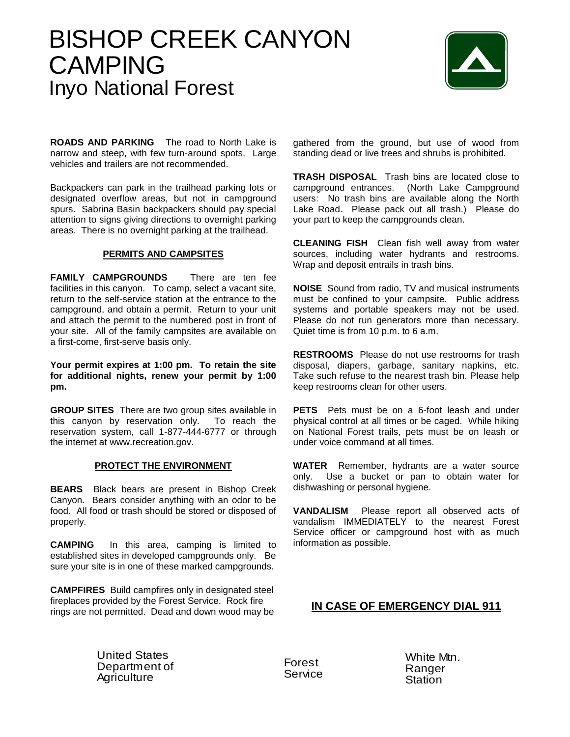# BISHOP CREEK CANYON CAMPING

## Inyo National Forest

**ROADS AND PARKING** The road to North Lake is narrow and steep, with few turn-around spots. Large vehicles and trailers are not recommended.

Backpackers can park in the trailhead parking lots or designated overflow areas, but not in campground spurs. Sabrina Basin backpackers should pay special attention to signs giving directions to overnight parking areas. There is no overnight parking at the trailhead.

### PERMITS AND CAMPSITES

**FAMILY CAMPGROUNDS** There are ten fee facilities in this canyon. To camp, select a vacant site, return to the self-service station at the entrance to the campground, and obtain a permit. Return to your unit and attach the permit to the numbered post in front of your site. All of the family campsites are available on a first-come, first-serve basis only.

**Your permit expires at 1:00 pm. To retain the site for additional nights, renew your permit by 1:00 pm.**

**GROUP SITES** There are two group sites available in this canyon by reservation only. To reach the reservation system, call 1-877-444-6777 or through the internet at www.recreation.gov.

### PROTECT THE ENVIRONMENT

**BEARS** Black bears are present in Bishop Creek Canyon. Bears consider anything with an odor to be food. All food or trash should be stored or disposed of properly.

**CAMPING** In this area, camping is limited to established sites in developed campgrounds only. Be sure your site is in one of these marked campgrounds.

**CAMPFIRES** Build campfires only in designated steel fireplaces provided by the Forest Service. Rock fire rings are not permitted. Dead and down wood may be gathered from the ground, but use of wood from standing dead or live trees and shrubs is prohibited.

**TRASH DISPOSAL** Trash bins are located close to campground entrances. (North Lake Campground users: No trash bins are available along the North Lake Road. Please pack out all trash.) Please do your part to keep the campgrounds clean.

**CLEANING FISH** Clean fish well away from water sources, including water hydrants and restrooms. Wrap and deposit entrails in trash bins.

**NOISE** Sound from radio, TV and musical instruments must be confined to your campsite. Public address systems and portable speakers may not be used. Please do not run generators more than necessary. Quiet time is from 10 p.m. to 6 a.m.

**RESTROOMS** Please do not use restrooms for trash disposal, diapers, garbage, sanitary napkins, etc. Take such refuse to the nearest trash bin. Please help keep restrooms clean for other users.

**PETS** Pets must be on a 6-foot leash and under physical control at all times or be caged. While hiking on National Forest trails, pets must be on leash or under voice command at all times.

**WATER** Remember, hydrants are a water source only. Use a bucket or pan to obtain water for dishwashing or personal hygiene.

**VANDALISM** Please report all observed acts of vandalism IMMEDIATELY to the nearest Forest Service officer or campground host with as much information as possible.

**IN CASE OF EMERGENCY DIAL 911**

United States Department of Agriculture

Forest Service

White Mtn. Ranger Station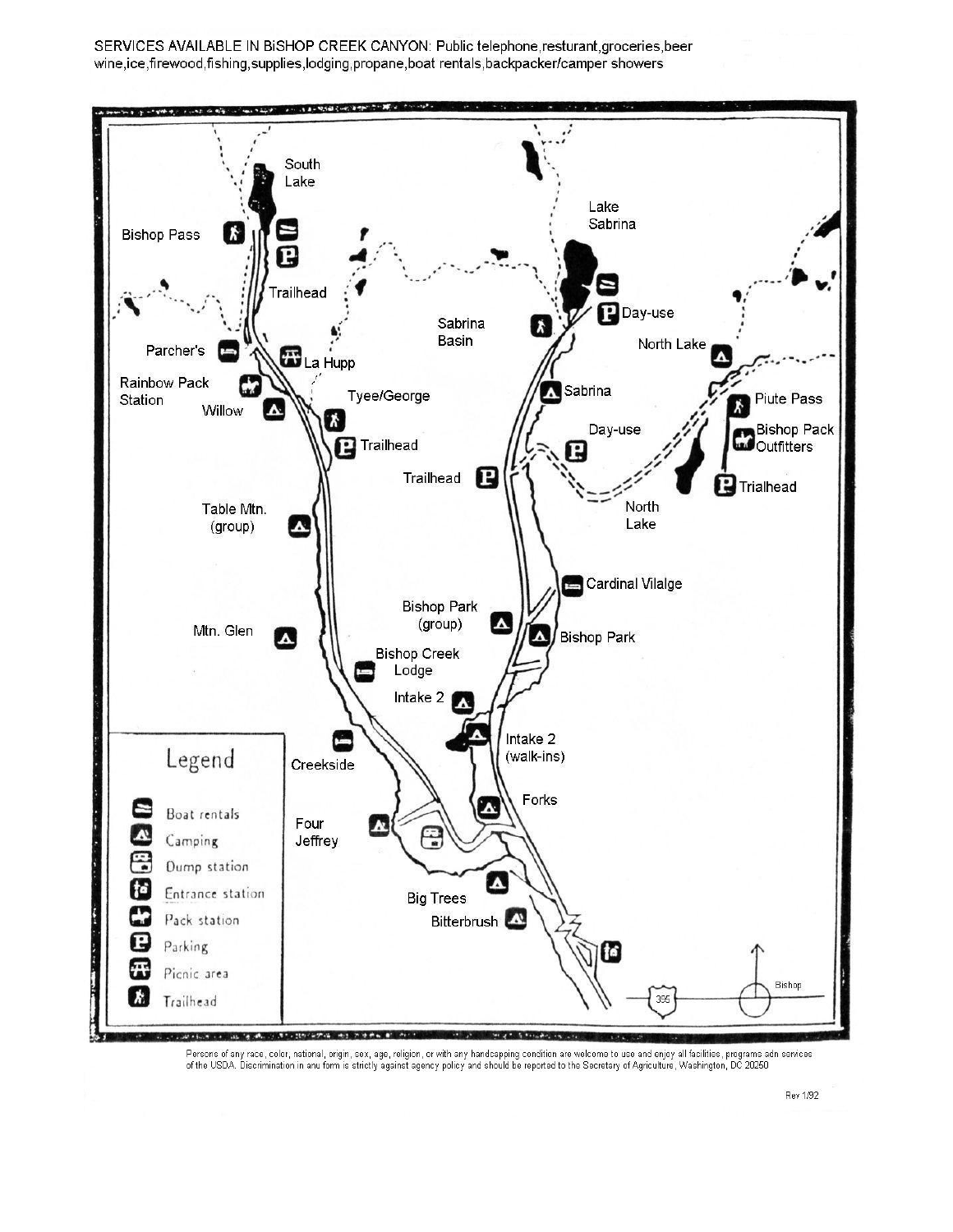SERVICES AVAILABLE IN BiSHOP CREEK CANYON: Public telephone,resturant,groceries,beer wine,ice,firewood,fishing,supplies,lodging,propane,boat rentals,backpacker/camper showers

South Lake

Bishop Pass

Trailhead

Parcher's

La Hupp

Rainbow Pack Station

Willow

Tyee/George

Trailhead

Lake Sabrina

Day-use

Sabrina Basin

North Lake

Sabrina

Piute Pass

Day-use

Bishop Pack Outfitters

Trailhead

Trialhead

North Lake

Table Mtn. (group)

Cardinal Vilalge

Bishop Park (group)

Bishop Park

Mtn. Glen

Bishop Creek Lodge

Intake 2

Intake 2 (walk-ins)

Creekside

Forks

Four Jeffrey

Big Trees

Bitterbrush

395

Bishop

Legend

- Boat rentals
- Camping
- Dump station
- Entrance station
- Pack station
- Parking
- Picnic area
- Trailhead

Persons of any race, color, national, origin, sex, age, religion, or with any handcapping condition are welcome to use and enjoy all facilities, programs adn services of the USDA. Discrimination in anu form is strictly against agency policy and should be reported to the Secretary of Agriculture, Washington, DC 20250

Rev 1/92